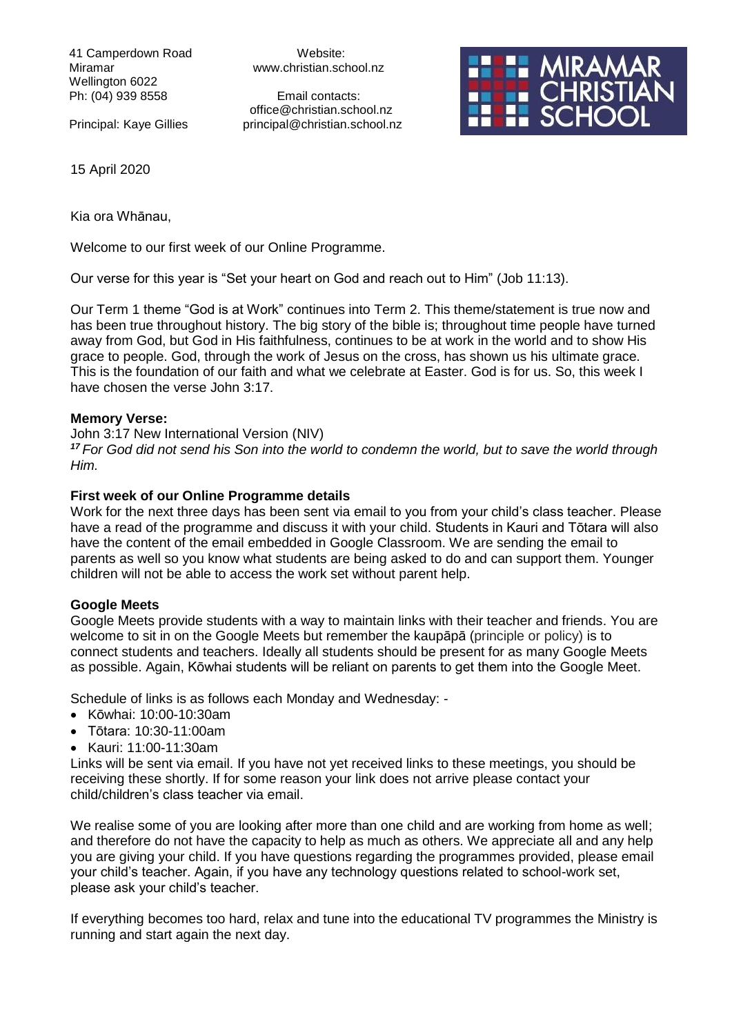41 Camperdown Road
Miramar
Wellington 6022
Ph: (04) 939 8558

Principal: Kaye Gillies

Website:
www.christian.school.nz

Email contacts:
office@christian.school.nz
principal@christian.school.nz

MIRAMAR CHRISTIAN SCHOOL

15 April 2020

Kia ora Whānau,

Welcome to our first week of our Online Programme.

Our verse for this year is "Set your heart on God and reach out to Him" (Job 11:13).

Our Term 1 theme "God is at Work" continues into Term 2. This theme/statement is true now and has been true throughout history. The big story of the bible is; throughout time people have turned away from God, but God in His faithfulness, continues to be at work in the world and to show His grace to people. God, through the work of Jesus on the cross, has shown us his ultimate grace. This is the foundation of our faith and what we celebrate at Easter. God is for us. So, this week I have chosen the verse John 3:17.

**Memory Verse:**

John 3:17 New International Version (NIV)

***17*** *For God did not send his Son into the world to condemn the world, but to save the world through Him.*

**First week of our Online Programme details**

Work for the next three days has been sent via email to you from your child's class teacher. Please have a read of the programme and discuss it with your child. Students in Kauri and Tōtara will also have the content of the email embedded in Google Classroom. We are sending the email to parents as well so you know what students are being asked to do and can support them. Younger children will not be able to access the work set without parent help.

**Google Meets**

Google Meets provide students with a way to maintain links with their teacher and friends. You are welcome to sit in on the Google Meets but remember the kaupāpā (principle or policy) is to connect students and teachers. Ideally all students should be present for as many Google Meets as possible. Again, Kōwhai students will be reliant on parents to get them into the Google Meet.

Schedule of links is as follows each Monday and Wednesday: -

- Kōwhai: 10:00-10:30am
- Tōtara: 10:30-11:00am
- Kauri: 11:00-11:30am

Links will be sent via email. If you have not yet received links to these meetings, you should be receiving these shortly. If for some reason your link does not arrive please contact your child/children's class teacher via email.

We realise some of you are looking after more than one child and are working from home as well; and therefore do not have the capacity to help as much as others. We appreciate all and any help you are giving your child. If you have questions regarding the programmes provided, please email your child's teacher. Again, if you have any technology questions related to school-work set, please ask your child's teacher.

If everything becomes too hard, relax and tune into the educational TV programmes the Ministry is running and start again the next day.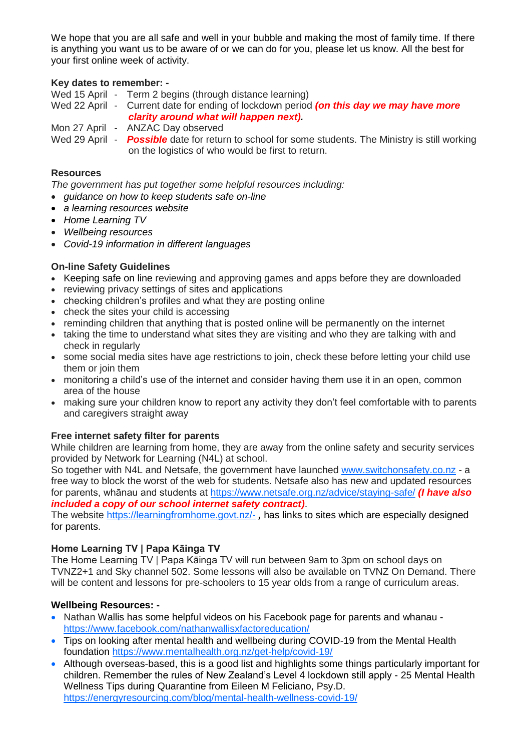We hope that you are all safe and well in your bubble and making the most of family time. If there is anything you want us to be aware of or we can do for you, please let us know. All the best for your first online week of activity.

**Key dates to remember: -**

Wed 15 April - Term 2 begins (through distance learning)

Wed 22 April - Current date for ending of lockdown period ***(on this day we may have more clarity around what will happen next).***

Mon 27 April - ANZAC Day observed

Wed 29 April - ***Possible*** date for return to school for some students. The Ministry is still working on the logistics of who would be first to return.

**Resources**

*The government has put together some helpful resources including:*

- *guidance on how to keep students safe on-line*
- *a learning resources website*
- *Home Learning TV*
- *Wellbeing resources*
- *Covid-19 information in different languages*

**On-line Safety Guidelines**

- Keeping safe on line reviewing and approving games and apps before they are downloaded
- reviewing privacy settings of sites and applications
- checking children's profiles and what they are posting online
- check the sites your child is accessing
- reminding children that anything that is posted online will be permanently on the internet
- taking the time to understand what sites they are visiting and who they are talking with and check in regularly
- some social media sites have age restrictions to join, check these before letting your child use them or join them
- monitoring a child's use of the internet and consider having them use it in an open, common area of the house
- making sure your children know to report any activity they don't feel comfortable with to parents and caregivers straight away

**Free internet safety filter for parents**

While children are learning from home, they are away from the online safety and security services provided by Network for Learning (N4L) at school.

So together with N4L and Netsafe, the government have launched www.switchonsafety.co.nz - a free way to block the worst of the web for students. Netsafe also has new and updated resources for parents, whānau and students at https://www.netsafe.org.nz/advice/staying-safe/ ***(I have also included a copy of our school internet safety contract)***.

The website https://learningfromhome.govt.nz/- ***,*** has links to sites which are especially designed for parents.

**Home Learning TV | Papa Kāinga TV**

The Home Learning TV | Papa Kāinga TV will run between 9am to 3pm on school days on TVNZ2+1 and Sky channel 502. Some lessons will also be available on TVNZ On Demand. There will be content and lessons for pre-schoolers to 15 year olds from a range of curriculum areas.

**Wellbeing Resources: -**

- Nathan Wallis has some helpful videos on his Facebook page for parents and whanau - https://www.facebook.com/nathanwallisxfactoreducation/
- Tips on looking after mental health and wellbeing during COVID-19 from the Mental Health foundation https://www.mentalhealth.org.nz/get-help/covid-19/
- Although overseas-based, this is a good list and highlights some things particularly important for children. Remember the rules of New Zealand's Level 4 lockdown still apply - 25 Mental Health Wellness Tips during Quarantine from Eileen M Feliciano, Psy.D. https://energyresourcing.com/blog/mental-health-wellness-covid-19/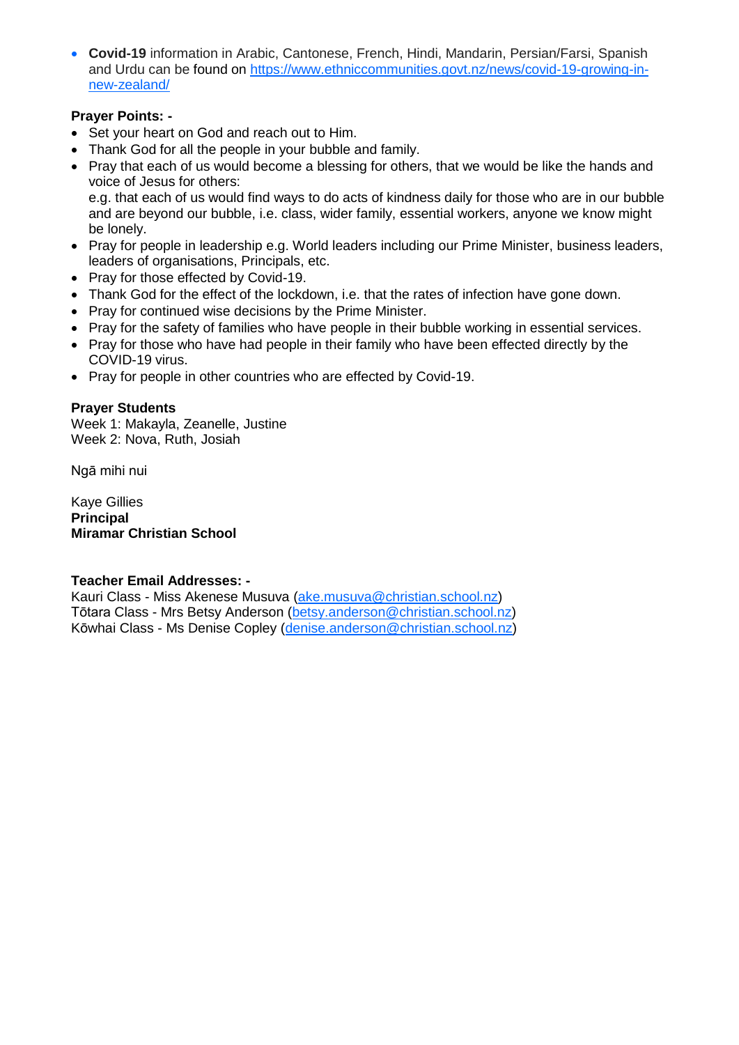- **Covid-19** information in Arabic, Cantonese, French, Hindi, Mandarin, Persian/Farsi, Spanish and Urdu can be found on https://www.ethniccommunities.govt.nz/news/covid-19-growing-in-new-zealand/

**Prayer Points: -**

- Set your heart on God and reach out to Him.
- Thank God for all the people in your bubble and family.
- Pray that each of us would become a blessing for others, that we would be like the hands and voice of Jesus for others:
  e.g. that each of us would find ways to do acts of kindness daily for those who are in our bubble and are beyond our bubble, i.e. class, wider family, essential workers, anyone we know might be lonely.
- Pray for people in leadership e.g. World leaders including our Prime Minister, business leaders, leaders of organisations, Principals, etc.
- Pray for those effected by Covid-19.
- Thank God for the effect of the lockdown, i.e. that the rates of infection have gone down.
- Pray for continued wise decisions by the Prime Minister.
- Pray for the safety of families who have people in their bubble working in essential services.
- Pray for those who have had people in their family who have been effected directly by the COVID-19 virus.
- Pray for people in other countries who are effected by Covid-19.

**Prayer Students**
Week 1: Makayla, Zeanelle, Justine
Week 2: Nova, Ruth, Josiah

Ngā mihi nui

Kaye Gillies
**Principal**
**Miramar Christian School**

**Teacher Email Addresses: -**
Kauri Class - Miss Akenese Musuva (ake.musuva@christian.school.nz)
Tōtara Class - Mrs Betsy Anderson (betsy.anderson@christian.school.nz)
Kōwhai Class - Ms Denise Copley (denise.anderson@christian.school.nz)